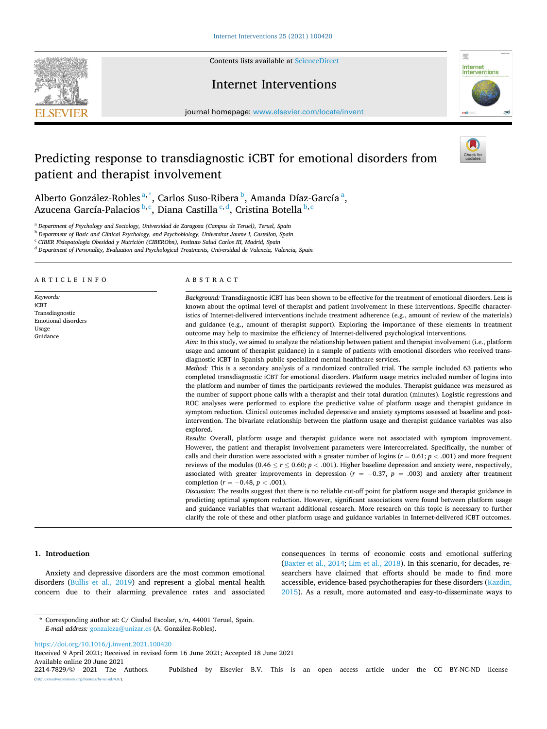# Predicting response to transdiagnostic iCBT for emotional disorders from patient and therapist involvement

Alberto González-Robles[a,*], Carlos Suso-Ribera[b], Amanda Díaz-García[a], Azucena García-Palacios[b,c], Diana Castilla[c,d], Cristina Botella[b,c]

[a] Department of Psychology and Sociology, Universidad de Zaragoza (Campus de Teruel), Teruel, Spain
[b] Department of Basic and Clinical Psychology, and Psychobiology, Universitat Jaume I, Castellon, Spain
[c] CIBER Fisiopatología Obesidad y Nutrición (CIBERObn), Instituto Salud Carlos III, Madrid, Spain
[d] Department of Personality, Evaluation and Psychological Treatments, Universidad de Valencia, Valencia, Spain

## ARTICLE INFO

*Keywords:*
iCBT
Transdiagnostic
Emotional disorders
Usage
Guidance

## ABSTRACT

*Background:* Transdiagnostic iCBT has been shown to be effective for the treatment of emotional disorders. Less is known about the optimal level of therapist and patient involvement in these interventions. Specific characteristics of Internet-delivered interventions include treatment adherence (e.g., amount of review of the materials) and guidance (e.g., amount of therapist support). Exploring the importance of these elements in treatment outcome may help to maximize the efficiency of Internet-delivered psychological interventions.

*Aim:* In this study, we aimed to analyze the relationship between patient and therapist involvement (i.e., platform usage and amount of therapist guidance) in a sample of patients with emotional disorders who received transdiagnostic iCBT in Spanish public specialized mental healthcare services.

*Method:* This is a secondary analysis of a randomized controlled trial. The sample included 63 patients who completed transdiagnostic iCBT for emotional disorders. Platform usage metrics included number of logins into the platform and number of times the participants reviewed the modules. Therapist guidance was measured as the number of support phone calls with a therapist and their total duration (minutes). Logistic regressions and ROC analyses were performed to explore the predictive value of platform usage and therapist guidance in symptom reduction. Clinical outcomes included depressive and anxiety symptoms assessed at baseline and post-intervention. The bivariate relationship between the platform usage and therapist guidance variables was also explored.

*Results:* Overall, platform usage and therapist guidance were not associated with symptom improvement. However, the patient and therapist involvement parameters were intercorrelated. Specifically, the number of calls and their duration were associated with a greater number of logins ($r = 0.61$; $p < .001$) and more frequent reviews of the modules ($0.46 \leq r \leq 0.60$; $p < .001$). Higher baseline depression and anxiety were, respectively, associated with greater improvements in depression ($r = -0.37$, $p = .003$) and anxiety after treatment completion ($r = -0.48$, $p < .001$).

*Discussion:* The results suggest that there is no reliable cut-off point for platform usage and therapist guidance in predicting optimal symptom reduction. However, significant associations were found between platform usage and guidance variables that warrant additional research. More research on this topic is necessary to further clarify the role of these and other platform usage and guidance variables in Internet-delivered iCBT outcomes.

## 1. Introduction

Anxiety and depressive disorders are the most common emotional disorders (Bullis et al., 2019) and represent a global mental health concern due to their alarming prevalence rates and associated consequences in terms of economic costs and emotional suffering (Baxter et al., 2014; Lim et al., 2018). In this scenario, for decades, researchers have claimed that efforts should be made to find more accessible, evidence-based psychotherapies for these disorders (Kazdin, 2015). As a result, more automated and easy-to-disseminate ways to

\* Corresponding author at: C/ Ciudad Escolar, s/n, 44001 Teruel, Spain.
*E-mail address:* gonzaleza@unizar.es (A. González-Robles).

https://doi.org/10.1016/j.invent.2021.100420
Received 9 April 2021; Received in revised form 16 June 2021; Accepted 18 June 2021
Available online 20 June 2021
2214-7829/© 2021 The Authors. Published by Elsevier B.V. This is an open access article under the CC BY-NC-ND license (http://creativecommons.org/licenses/by-nc-nd/4.0/).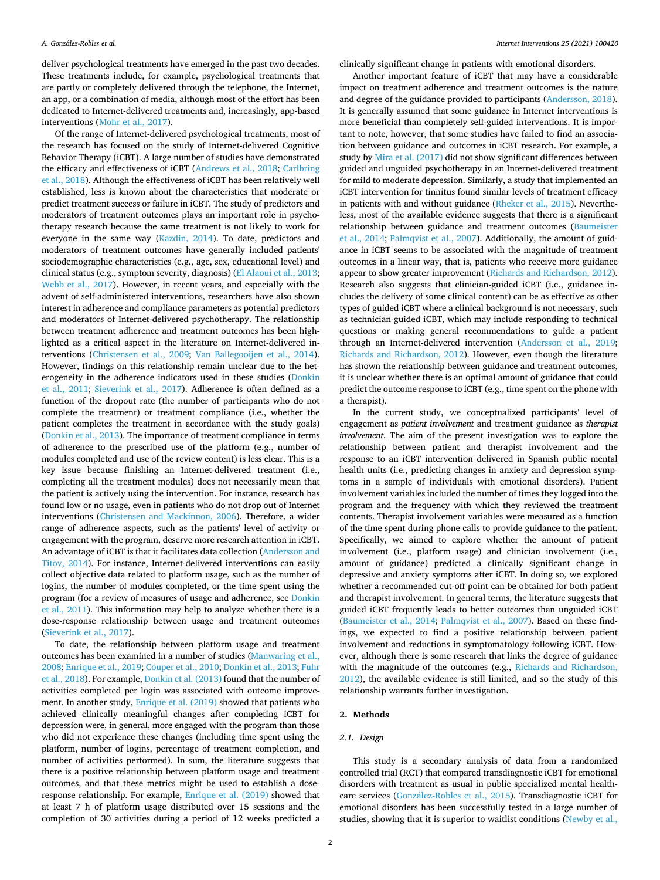deliver psychological treatments have emerged in the past two decades. These treatments include, for example, psychological treatments that are partly or completely delivered through the telephone, the Internet, an app, or a combination of media, although most of the effort has been dedicated to Internet-delivered treatments and, increasingly, app-based interventions (Mohr et al., 2017).

Of the range of Internet-delivered psychological treatments, most of the research has focused on the study of Internet-delivered Cognitive Behavior Therapy (iCBT). A large number of studies have demonstrated the efficacy and effectiveness of iCBT (Andrews et al., 2018; Carlbring et al., 2018). Although the effectiveness of iCBT has been relatively well established, less is known about the characteristics that moderate or predict treatment success or failure in iCBT. The study of predictors and moderators of treatment outcomes plays an important role in psychotherapy research because the same treatment is not likely to work for everyone in the same way (Kazdin, 2014). To date, predictors and moderators of treatment outcomes have generally included patients' sociodemographic characteristics (e.g., age, sex, educational level) and clinical status (e.g., symptom severity, diagnosis) (El Alaoui et al., 2013; Webb et al., 2017). However, in recent years, and especially with the advent of self-administered interventions, researchers have also shown interest in adherence and compliance parameters as potential predictors and moderators of Internet-delivered psychotherapy. The relationship between treatment adherence and treatment outcomes has been highlighted as a critical aspect in the literature on Internet-delivered interventions (Christensen et al., 2009; Van Ballegooijen et al., 2014). However, findings on this relationship remain unclear due to the heterogeneity in the adherence indicators used in these studies (Donkin et al., 2011; Sieverink et al., 2017). Adherence is often defined as a function of the dropout rate (the number of participants who do not complete the treatment) or treatment compliance (i.e., whether the patient completes the treatment in accordance with the study goals) (Donkin et al., 2013). The importance of treatment compliance in terms of adherence to the prescribed use of the platform (e.g., number of modules completed and use of the review content) is less clear. This is a key issue because finishing an Internet-delivered treatment (i.e., completing all the treatment modules) does not necessarily mean that the patient is actively using the intervention. For instance, research has found low or no usage, even in patients who do not drop out of Internet interventions (Christensen and Mackinnon, 2006). Therefore, a wider range of adherence aspects, such as the patients' level of activity or engagement with the program, deserve more research attention in iCBT. An advantage of iCBT is that it facilitates data collection (Andersson and Titov, 2014). For instance, Internet-delivered interventions can easily collect objective data related to platform usage, such as the number of logins, the number of modules completed, or the time spent using the program (for a review of measures of usage and adherence, see Donkin et al., 2011). This information may help to analyze whether there is a dose-response relationship between usage and treatment outcomes (Sieverink et al., 2017).

To date, the relationship between platform usage and treatment outcomes has been examined in a number of studies (Manwaring et al., 2008; Enrique et al., 2019; Couper et al., 2010; Donkin et al., 2013; Fuhr et al., 2018). For example, Donkin et al. (2013) found that the number of activities completed per login was associated with outcome improvement. In another study, Enrique et al. (2019) showed that patients who achieved clinically meaningful changes after completing iCBT for depression were, in general, more engaged with the program than those who did not experience these changes (including time spent using the platform, number of logins, percentage of treatment completion, and number of activities performed). In sum, the literature suggests that there is a positive relationship between platform usage and treatment outcomes, and that these metrics might be used to establish a dose-response relationship. For example, Enrique et al. (2019) showed that at least 7 h of platform usage distributed over 15 sessions and the completion of 30 activities during a period of 12 weeks predicted a clinically significant change in patients with emotional disorders.

Another important feature of iCBT that may have a considerable impact on treatment adherence and treatment outcomes is the nature and degree of the guidance provided to participants (Andersson, 2018). It is generally assumed that some guidance in Internet interventions is more beneficial than completely self-guided interventions. It is important to note, however, that some studies have failed to find an association between guidance and outcomes in iCBT research. For example, a study by Mira et al. (2017) did not show significant differences between guided and unguided psychotherapy in an Internet-delivered treatment for mild to moderate depression. Similarly, a study that implemented an iCBT intervention for tinnitus found similar levels of treatment efficacy in patients with and without guidance (Rheker et al., 2015). Nevertheless, most of the available evidence suggests that there is a significant relationship between guidance and treatment outcomes (Baumeister et al., 2014; Palmqvist et al., 2007). Additionally, the amount of guidance in iCBT seems to be associated with the magnitude of treatment outcomes in a linear way, that is, patients who receive more guidance appear to show greater improvement (Richards and Richardson, 2012). Research also suggests that clinician-guided iCBT (i.e., guidance includes the delivery of some clinical content) can be as effective as other types of guided iCBT where a clinical background is not necessary, such as technician-guided iCBT, which may include responding to technical questions or making general recommendations to guide a patient through an Internet-delivered intervention (Andersson et al., 2019; Richards and Richardson, 2012). However, even though the literature has shown the relationship between guidance and treatment outcomes, it is unclear whether there is an optimal amount of guidance that could predict the outcome response to iCBT (e.g., time spent on the phone with a therapist).

In the current study, we conceptualized participants' level of engagement as *patient involvement* and treatment guidance as *therapist involvement*. The aim of the present investigation was to explore the relationship between patient and therapist involvement and the response to an iCBT intervention delivered in Spanish public mental health units (i.e., predicting changes in anxiety and depression symptoms in a sample of individuals with emotional disorders). Patient involvement variables included the number of times they logged into the program and the frequency with which they reviewed the treatment contents. Therapist involvement variables were measured as a function of the time spent during phone calls to provide guidance to the patient. Specifically, we aimed to explore whether the amount of patient involvement (i.e., platform usage) and clinician involvement (i.e., amount of guidance) predicted a clinically significant change in depressive and anxiety symptoms after iCBT. In doing so, we explored whether a recommended cut-off point can be obtained for both patient and therapist involvement. In general terms, the literature suggests that guided iCBT frequently leads to better outcomes than unguided iCBT (Baumeister et al., 2014; Palmqvist et al., 2007). Based on these findings, we expected to find a positive relationship between patient involvement and reductions in symptomatology following iCBT. However, although there is some research that links the degree of guidance with the magnitude of the outcomes (e.g., Richards and Richardson, 2012), the available evidence is still limited, and so the study of this relationship warrants further investigation.

## 2. Methods

### 2.1. Design

This study is a secondary analysis of data from a randomized controlled trial (RCT) that compared transdiagnostic iCBT for emotional disorders with treatment as usual in public specialized mental healthcare services (González-Robles et al., 2015). Transdiagnostic iCBT for emotional disorders has been successfully tested in a large number of studies, showing that it is superior to waitlist conditions (Newby et al.,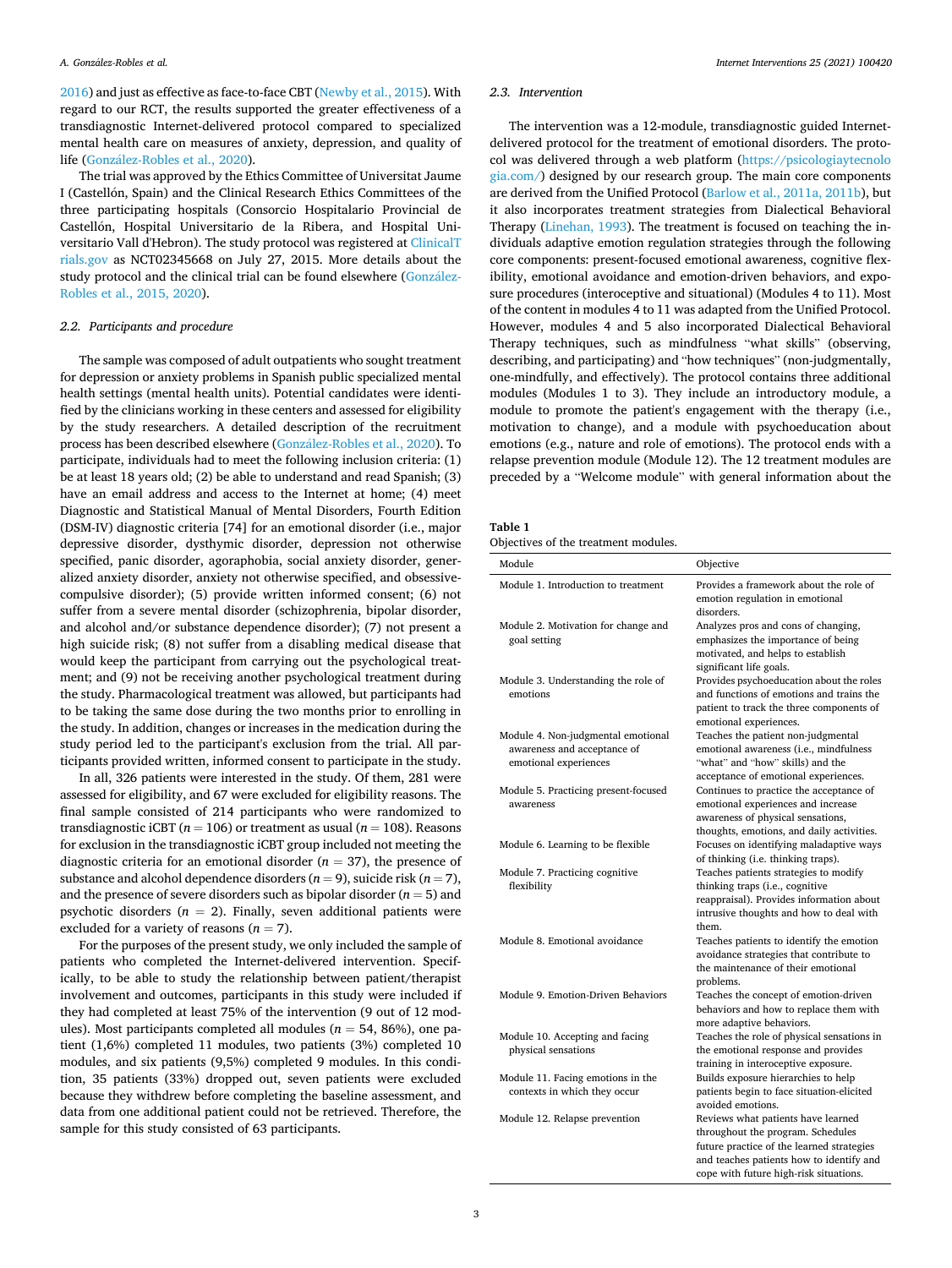2016) and just as effective as face-to-face CBT (Newby et al., 2015). With regard to our RCT, the results supported the greater effectiveness of a transdiagnostic Internet-delivered protocol compared to specialized mental health care on measures of anxiety, depression, and quality of life (González-Robles et al., 2020).

The trial was approved by the Ethics Committee of Universitat Jaume I (Castellón, Spain) and the Clinical Research Ethics Committees of the three participating hospitals (Consorcio Hospitalario Provincial de Castellón, Hospital Universitario de la Ribera, and Hospital Universitario Vall d'Hebron). The study protocol was registered at ClinicalTrials.gov as NCT02345668 on July 27, 2015. More details about the study protocol and the clinical trial can be found elsewhere (González-Robles et al., 2015, 2020).

### 2.2. Participants and procedure

The sample was composed of adult outpatients who sought treatment for depression or anxiety problems in Spanish public specialized mental health settings (mental health units). Potential candidates were identified by the clinicians working in these centers and assessed for eligibility by the study researchers. A detailed description of the recruitment process has been described elsewhere (González-Robles et al., 2020). To participate, individuals had to meet the following inclusion criteria: (1) be at least 18 years old; (2) be able to understand and read Spanish; (3) have an email address and access to the Internet at home; (4) meet Diagnostic and Statistical Manual of Mental Disorders, Fourth Edition (DSM-IV) diagnostic criteria [74] for an emotional disorder (i.e., major depressive disorder, dysthymic disorder, depression not otherwise specified, panic disorder, agoraphobia, social anxiety disorder, generalized anxiety disorder, anxiety not otherwise specified, and obsessive-compulsive disorder); (5) provide written informed consent; (6) not suffer from a severe mental disorder (schizophrenia, bipolar disorder, and alcohol and/or substance dependence disorder); (7) not present a high suicide risk; (8) not suffer from a disabling medical disease that would keep the participant from carrying out the psychological treatment; and (9) not be receiving another psychological treatment during the study. Pharmacological treatment was allowed, but participants had to be taking the same dose during the two months prior to enrolling in the study. In addition, changes or increases in the medication during the study period led to the participant's exclusion from the trial. All participants provided written, informed consent to participate in the study.

In all, 326 patients were interested in the study. Of them, 281 were assessed for eligibility, and 67 were excluded for eligibility reasons. The final sample consisted of 214 participants who were randomized to transdiagnostic iCBT ($n = 106$) or treatment as usual ($n = 108$). Reasons for exclusion in the transdiagnostic iCBT group included not meeting the diagnostic criteria for an emotional disorder ($n = 37$), the presence of substance and alcohol dependence disorders ($n = 9$), suicide risk ($n = 7$), and the presence of severe disorders such as bipolar disorder ($n = 5$) and psychotic disorders ($n = 2$). Finally, seven additional patients were excluded for a variety of reasons ($n = 7$).

For the purposes of the present study, we only included the sample of patients who completed the Internet-delivered intervention. Specifically, to be able to study the relationship between patient/therapist involvement and outcomes, participants in this study were included if they had completed at least 75% of the intervention (9 out of 12 modules). Most participants completed all modules ($n = 54$, 86%), one patient (1,6%) completed 11 modules, two patients (3%) completed 10 modules, and six patients (9,5%) completed 9 modules. In this condition, 35 patients (33%) dropped out, seven patients were excluded because they withdrew before completing the baseline assessment, and data from one additional patient could not be retrieved. Therefore, the sample for this study consisted of 63 participants.

### 2.3. Intervention

The intervention was a 12-module, transdiagnostic guided Internet-delivered protocol for the treatment of emotional disorders. The protocol was delivered through a web platform (https://psicologiaytecnologia.com/) designed by our research group. The main core components are derived from the Unified Protocol (Barlow et al., 2011a, 2011b), but it also incorporates treatment strategies from Dialectical Behavioral Therapy (Linehan, 1993). The treatment is focused on teaching the individuals adaptive emotion regulation strategies through the following core components: present-focused emotional awareness, cognitive flexibility, emotional avoidance and emotion-driven behaviors, and exposure procedures (interoceptive and situational) (Modules 4 to 11). Most of the content in modules 4 to 11 was adapted from the Unified Protocol. However, modules 4 and 5 also incorporated Dialectical Behavioral Therapy techniques, such as mindfulness "what skills" (observing, describing, and participating) and "how techniques" (non-judgmentally, one-mindfully, and effectively). The protocol contains three additional modules (Modules 1 to 3). They include an introductory module, a module to promote the patient's engagement with the therapy (i.e., motivation to change), and a module with psychoeducation about emotions (e.g., nature and role of emotions). The protocol ends with a relapse prevention module (Module 12). The 12 treatment modules are preceded by a "Welcome module" with general information about the

**Table 1**
Objectives of the treatment modules.

| Module | Objective |
|---|---|
| Module 1. Introduction to treatment | Provides a framework about the role of emotion regulation in emotional disorders. |
| Module 2. Motivation for change and goal setting | Analyzes pros and cons of changing, emphasizes the importance of being motivated, and helps to establish significant life goals. |
| Module 3. Understanding the role of emotions | Provides psychoeducation about the roles and functions of emotions and trains the patient to track the three components of emotional experiences. |
| Module 4. Non-judgmental emotional awareness and acceptance of emotional experiences | Teaches the patient non-judgmental emotional awareness (i.e., mindfulness "what" and "how" skills) and the acceptance of emotional experiences. |
| Module 5. Practicing present-focused awareness | Continues to practice the acceptance of emotional experiences and increase awareness of physical sensations, thoughts, emotions, and daily activities. |
| Module 6. Learning to be flexible | Focuses on identifying maladaptive ways of thinking (i.e. thinking traps). |
| Module 7. Practicing cognitive flexibility | Teaches patients strategies to modify thinking traps (i.e., cognitive reappraisal). Provides information about intrusive thoughts and how to deal with them. |
| Module 8. Emotional avoidance | Teaches patients to identify the emotion avoidance strategies that contribute to the maintenance of their emotional problems. |
| Module 9. Emotion-Driven Behaviors | Teaches the concept of emotion-driven behaviors and how to replace them with more adaptive behaviors. |
| Module 10. Accepting and facing physical sensations | Teaches the role of physical sensations in the emotional response and provides training in interoceptive exposure. |
| Module 11. Facing emotions in the contexts in which they occur | Builds exposure hierarchies to help patients begin to face situation-elicited avoided emotions. |
| Module 12. Relapse prevention | Reviews what patients have learned throughout the program. Schedules future practice of the learned strategies and teaches patients how to identify and cope with future high-risk situations. |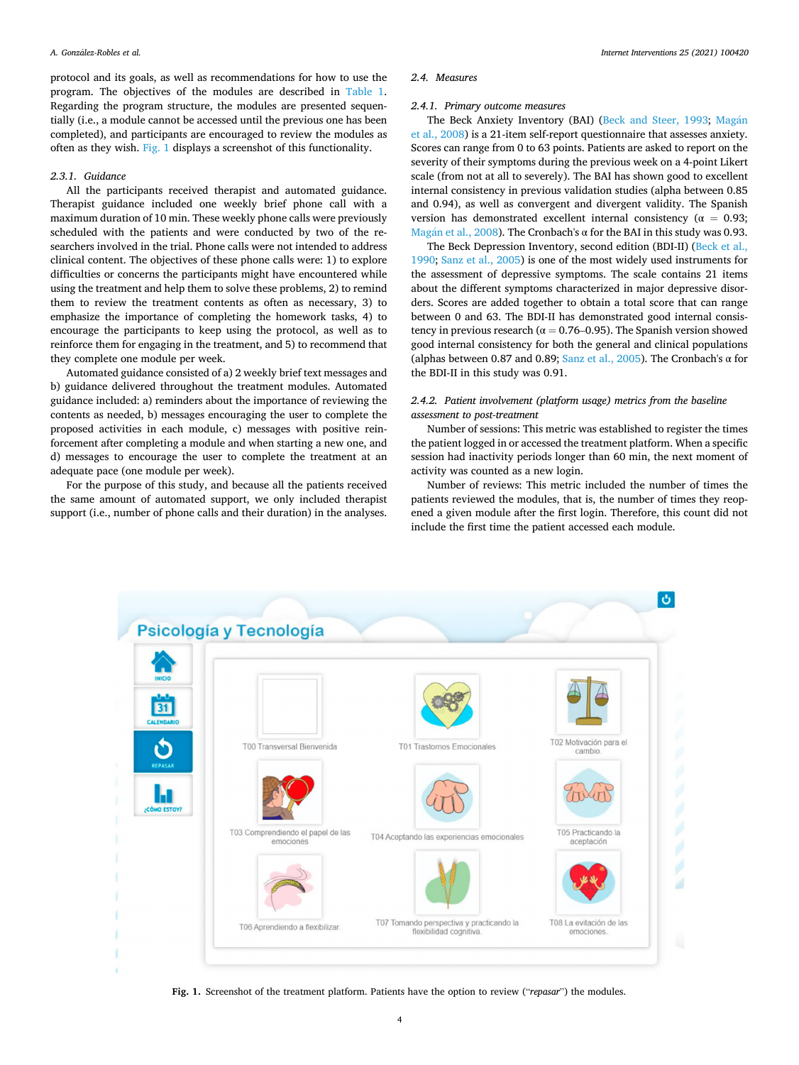protocol and its goals, as well as recommendations for how to use the program. The objectives of the modules are described in Table 1. Regarding the program structure, the modules are presented sequentially (i.e., a module cannot be accessed until the previous one has been completed), and participants are encouraged to review the modules as often as they wish. Fig. 1 displays a screenshot of this functionality.

#### 2.3.1. Guidance

All the participants received therapist and automated guidance. Therapist guidance included one weekly brief phone call with a maximum duration of 10 min. These weekly phone calls were previously scheduled with the patients and were conducted by two of the researchers involved in the trial. Phone calls were not intended to address clinical content. The objectives of these phone calls were: 1) to explore difficulties or concerns the participants might have encountered while using the treatment and help them to solve these problems, 2) to remind them to review the treatment contents as often as necessary, 3) to emphasize the importance of completing the homework tasks, 4) to encourage the participants to keep using the protocol, as well as to reinforce them for engaging in the treatment, and 5) to recommend that they complete one module per week.

Automated guidance consisted of a) 2 weekly brief text messages and b) guidance delivered throughout the treatment modules. Automated guidance included: a) reminders about the importance of reviewing the contents as needed, b) messages encouraging the user to complete the proposed activities in each module, c) messages with positive reinforcement after completing a module and when starting a new one, and d) messages to encourage the user to complete the treatment at an adequate pace (one module per week).

For the purpose of this study, and because all the patients received the same amount of automated support, we only included therapist support (i.e., number of phone calls and their duration) in the analyses.

### 2.4. Measures

#### 2.4.1. Primary outcome measures

The Beck Anxiety Inventory (BAI) (Beck and Steer, 1993; Magán et al., 2008) is a 21-item self-report questionnaire that assesses anxiety. Scores can range from 0 to 63 points. Patients are asked to report on the severity of their symptoms during the previous week on a 4-point Likert scale (from not at all to severely). The BAI has shown good to excellent internal consistency in previous validation studies (alpha between 0.85 and 0.94), as well as convergent and divergent validity. The Spanish version has demonstrated excellent internal consistency ($\alpha = 0.93$; Magán et al., 2008). The Cronbach's $\alpha$ for the BAI in this study was 0.93.

The Beck Depression Inventory, second edition (BDI-II) (Beck et al., 1990; Sanz et al., 2005) is one of the most widely used instruments for the assessment of depressive symptoms. The scale contains 21 items about the different symptoms characterized in major depressive disorders. Scores are added together to obtain a total score that can range between 0 and 63. The BDI-II has demonstrated good internal consistency in previous research ($\alpha = 0.76$–$0.95$). The Spanish version showed good internal consistency for both the general and clinical populations (alphas between 0.87 and 0.89; Sanz et al., 2005). The Cronbach's $\alpha$ for the BDI-II in this study was 0.91.

#### 2.4.2. Patient involvement (platform usage) metrics from the baseline assessment to post-treatment

Number of sessions: This metric was established to register the times the patient logged in or accessed the treatment platform. When a specific session had inactivity periods longer than 60 min, the next moment of activity was counted as a new login.

Number of reviews: This metric included the number of times the patients reviewed the modules, that is, the number of times they reopened a given module after the first login. Therefore, this count did not include the first time the patient accessed each module.

**Fig. 1.** Screenshot of the treatment platform. Patients have the option to review ("*repasar*") the modules.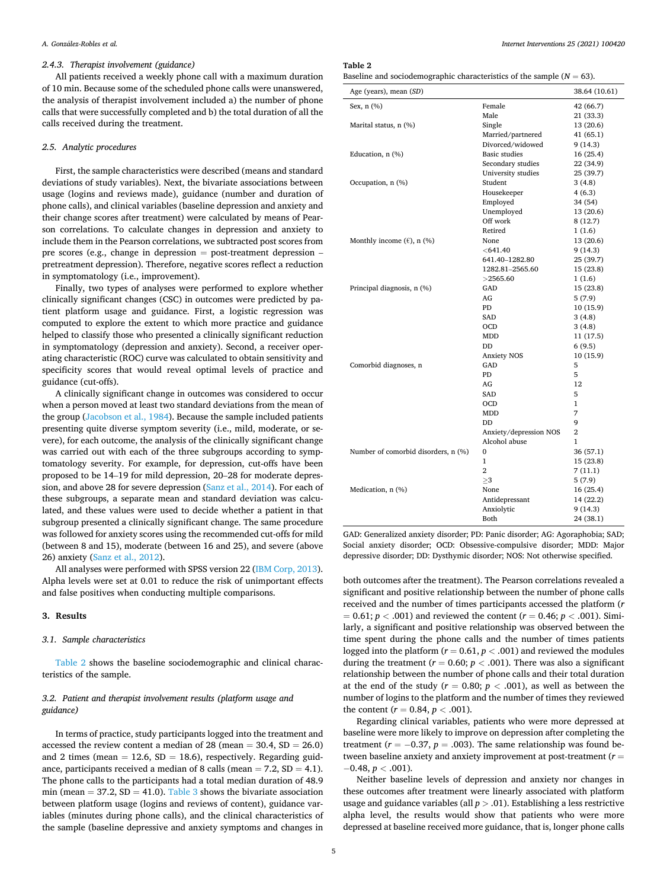#### 2.4.3. Therapist involvement (guidance)

All patients received a weekly phone call with a maximum duration of 10 min. Because some of the scheduled phone calls were unanswered, the analysis of therapist involvement included a) the number of phone calls that were successfully completed and b) the total duration of all the calls received during the treatment.

### 2.5. Analytic procedures

First, the sample characteristics were described (means and standard deviations of study variables). Next, the bivariate associations between usage (logins and reviews made), guidance (number and duration of phone calls), and clinical variables (baseline depression and anxiety and their change scores after treatment) were calculated by means of Pearson correlations. To calculate changes in depression and anxiety to include them in the Pearson correlations, we subtracted post scores from pre scores (e.g., change in depression = post-treatment depression – pretreatment depression). Therefore, negative scores reflect a reduction in symptomatology (i.e., improvement).

Finally, two types of analyses were performed to explore whether clinically significant changes (CSC) in outcomes were predicted by patient platform usage and guidance. First, a logistic regression was computed to explore the extent to which more practice and guidance helped to classify those who presented a clinically significant reduction in symptomatology (depression and anxiety). Second, a receiver operating characteristic (ROC) curve was calculated to obtain sensitivity and specificity scores that would reveal optimal levels of practice and guidance (cut-offs).

A clinically significant change in outcomes was considered to occur when a person moved at least two standard deviations from the mean of the group (Jacobson et al., 1984). Because the sample included patients presenting quite diverse symptom severity (i.e., mild, moderate, or severe), for each outcome, the analysis of the clinically significant change was carried out with each of the three subgroups according to symptomatology severity. For example, for depression, cut-offs have been proposed to be 14–19 for mild depression, 20–28 for moderate depression, and above 28 for severe depression (Sanz et al., 2014). For each of these subgroups, a separate mean and standard deviation was calculated, and these values were used to decide whether a patient in that subgroup presented a clinically significant change. The same procedure was followed for anxiety scores using the recommended cut-offs for mild (between 8 and 15), moderate (between 16 and 25), and severe (above 26) anxiety (Sanz et al., 2012).

All analyses were performed with SPSS version 22 (IBM Corp, 2013). Alpha levels were set at 0.01 to reduce the risk of unimportant effects and false positives when conducting multiple comparisons.

## 3. Results

### 3.1. Sample characteristics

Table 2 shows the baseline sociodemographic and clinical characteristics of the sample.

### 3.2. Patient and therapist involvement results (platform usage and guidance)

In terms of practice, study participants logged into the treatment and accessed the review content a median of 28 (mean = 30.4, SD = 26.0) and 2 times (mean = 12.6, SD = 18.6), respectively. Regarding guidance, participants received a median of 8 calls (mean = 7.2, SD = 4.1). The phone calls to the participants had a total median duration of 48.9 min (mean = 37.2, SD = 41.0). Table 3 shows the bivariate association between platform usage (logins and reviews of content), guidance variables (minutes during phone calls), and the clinical characteristics of the sample (baseline depressive and anxiety symptoms and changes in both outcomes after the treatment). The Pearson correlations revealed a significant and positive relationship between the number of phone calls received and the number of times participants accessed the platform ($r = 0.61$; $p < .001$) and reviewed the content ($r = 0.46$; $p < .001$). Similarly, a significant and positive relationship was observed between the time spent during the phone calls and the number of times patients logged into the platform ($r = 0.61$, $p < .001$) and reviewed the modules during the treatment ($r = 0.60$; $p < .001$). There was also a significant relationship between the number of phone calls and their total duration at the end of the study ($r = 0.80$; $p < .001$), as well as between the number of logins to the platform and the number of times they reviewed the content ($r = 0.84$, $p < .001$).

Regarding clinical variables, patients who were more depressed at baseline were more likely to improve on depression after completing the treatment ($r = -0.37$, $p = .003$). The same relationship was found between baseline anxiety and anxiety improvement at post-treatment ($r = -0.48$, $p < .001$).

Neither baseline levels of depression and anxiety nor changes in these outcomes after treatment were linearly associated with platform usage and guidance variables (all $p > .01$). Establishing a less restrictive alpha level, the results would show that patients who were more depressed at baseline received more guidance, that is, longer phone calls

**Table 2**
Baseline and sociodemographic characteristics of the sample ($N = 63$).

| Age (years), mean (SD) | | 38.64 (10.61) |
|---|---|---|
| Sex, n (%) | Female | 42 (66.7) |
| | Male | 21 (33.3) |
| Marital status, n (%) | Single | 13 (20.6) |
| | Married/partnered | 41 (65.1) |
| | Divorced/widowed | 9 (14.3) |
| Education, n (%) | Basic studies | 16 (25.4) |
| | Secondary studies | 22 (34.9) |
| | University studies | 25 (39.7) |
| Occupation, n (%) | Student | 3 (4.8) |
| | Housekeeper | 4 (6.3) |
| | Employed | 34 (54) |
| | Unemployed | 13 (20.6) |
| | Off work | 8 (12.7) |
| | Retired | 1 (1.6) |
| Monthly income (€), n (%) | None | 13 (20.6) |
| | <641.40 | 9 (14.3) |
| | 641.40–1282.80 | 25 (39.7) |
| | 1282.81–2565.60 | 15 (23.8) |
| | >2565.60 | 1 (1.6) |
| Principal diagnosis, n (%) | GAD | 15 (23.8) |
| | AG | 5 (7.9) |
| | PD | 10 (15.9) |
| | SAD | 3 (4.8) |
| | OCD | 3 (4.8) |
| | MDD | 11 (17.5) |
| | DD | 6 (9.5) |
| | Anxiety NOS | 10 (15.9) |
| Comorbid diagnoses, n | GAD | 5 |
| | PD | 5 |
| | AG | 12 |
| | SAD | 5 |
| | OCD | 1 |
| | MDD | 7 |
| | DD | 9 |
| | Anxiety/depression NOS | 2 |
| | Alcohol abuse | 1 |
| Number of comorbid disorders, n (%) | 0 | 36 (57.1) |
| | 1 | 15 (23.8) |
| | 2 | 7 (11.1) |
| | ≥3 | 5 (7.9) |
| Medication, n (%) | None | 16 (25.4) |
| | Antidepressant | 14 (22.2) |
| | Anxiolytic | 9 (14.3) |
| | Both | 24 (38.1) |

GAD: Generalized anxiety disorder; PD: Panic disorder; AG: Agoraphobia; SAD: Social anxiety disorder; OCD: Obsessive-compulsive disorder; MDD: Major depressive disorder; DD: Dysthymic disorder; NOS: Not otherwise specified.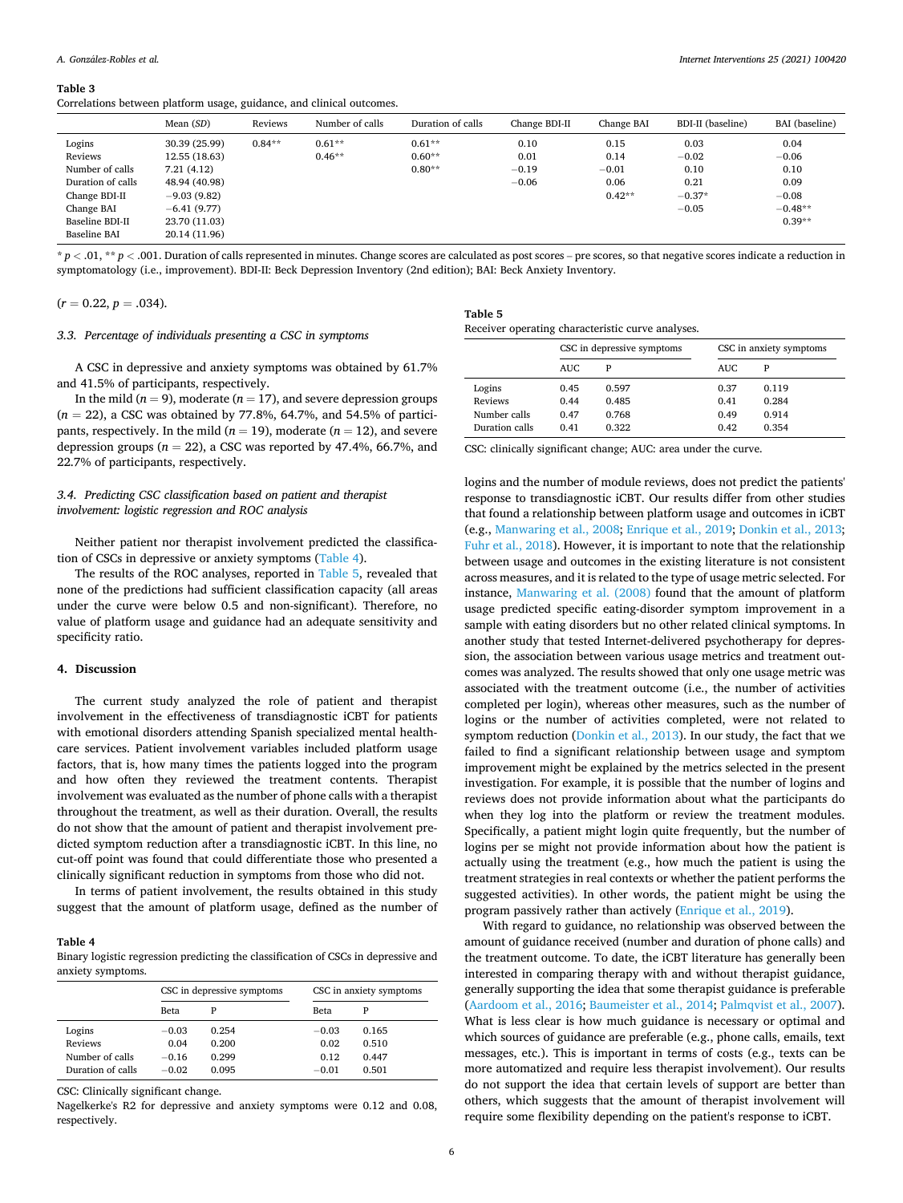**Table 3**
Correlations between platform usage, guidance, and clinical outcomes.

| | Mean (SD) | Reviews | Number of calls | Duration of calls | Change BDI-II | Change BAI | BDI-II (baseline) | BAI (baseline) |
|---|---|---|---|---|---|---|---|---|
| Logins | 30.39 (25.99) | 0.84** | 0.61** | 0.61** | 0.10 | 0.15 | 0.03 | 0.04 |
| Reviews | 12.55 (18.63) | | 0.46** | 0.60** | 0.01 | 0.14 | −0.02 | −0.06 |
| Number of calls | 7.21 (4.12) | | | 0.80** | −0.19 | −0.01 | 0.10 | 0.10 |
| Duration of calls | 48.94 (40.98) | | | | −0.06 | 0.06 | 0.21 | 0.09 |
| Change BDI-II | −9.03 (9.82) | | | | | 0.42** | −0.37* | −0.08 |
| Change BAI | −6.41 (9.77) | | | | | | −0.05 | −0.48** |
| Baseline BDI-II | 23.70 (11.03) | | | | | | | 0.39** |
| Baseline BAI | 20.14 (11.96) | | | | | | | |

* $p < .01$, ** $p < .001$. Duration of calls represented in minutes. Change scores are calculated as post scores – pre scores, so that negative scores indicate a reduction in symptomatology (i.e., improvement). BDI-II: Beck Depression Inventory (2nd edition); BAI: Beck Anxiety Inventory.

($r = 0.22$, $p = .034$).

### 3.3. Percentage of individuals presenting a CSC in symptoms

A CSC in depressive and anxiety symptoms was obtained by 61.7% and 41.5% of participants, respectively.

In the mild ($n = 9$), moderate ($n = 17$), and severe depression groups ($n = 22$), a CSC was obtained by 77.8%, 64.7%, and 54.5% of participants, respectively. In the mild ($n = 19$), moderate ($n = 12$), and severe depression groups ($n = 22$), a CSC was reported by 47.4%, 66.7%, and 22.7% of participants, respectively.

### 3.4. Predicting CSC classification based on patient and therapist involvement: logistic regression and ROC analysis

Neither patient nor therapist involvement predicted the classification of CSCs in depressive or anxiety symptoms (Table 4).

The results of the ROC analyses, reported in Table 5, revealed that none of the predictions had sufficient classification capacity (all areas under the curve were below 0.5 and non-significant). Therefore, no value of platform usage and guidance had an adequate sensitivity and specificity ratio.

## 4. Discussion

The current study analyzed the role of patient and therapist involvement in the effectiveness of transdiagnostic iCBT for patients with emotional disorders attending Spanish specialized mental healthcare services. Patient involvement variables included platform usage factors, that is, how many times the patients logged into the program and how often they reviewed the treatment contents. Therapist involvement was evaluated as the number of phone calls with a therapist throughout the treatment, as well as their duration. Overall, the results do not show that the amount of patient and therapist involvement predicted symptom reduction after a transdiagnostic iCBT. In this line, no cut-off point was found that could differentiate those who presented a clinically significant reduction in symptoms from those who did not.

In terms of patient involvement, the results obtained in this study suggest that the amount of platform usage, defined as the number of logins and the number of module reviews, does not predict the patients' response to transdiagnostic iCBT. Our results differ from other studies that found a relationship between platform usage and outcomes in iCBT (e.g., Manwaring et al., 2008; Enrique et al., 2019; Donkin et al., 2013; Fuhr et al., 2018). However, it is important to note that the relationship between usage and outcomes in the existing literature is not consistent across measures, and it is related to the type of usage metric selected. For instance, Manwaring et al. (2008) found that the amount of platform usage predicted specific eating-disorder symptom improvement in a sample with eating disorders but no other related clinical symptoms. In another study that tested Internet-delivered psychotherapy for depression, the association between various usage metrics and treatment outcomes was analyzed. The results showed that only one usage metric was associated with the treatment outcome (i.e., the number of activities completed per login), whereas other measures, such as the number of logins or the number of activities completed, were not related to symptom reduction (Donkin et al., 2013). In our study, the fact that we failed to find a significant relationship between usage and symptom improvement might be explained by the metrics selected in the present investigation. For example, it is possible that the number of logins and reviews does not provide information about what the participants do when they log into the platform or review the treatment modules. Specifically, a patient might login quite frequently, but the number of logins per se might not provide information about how the patient is actually using the treatment (e.g., how much the patient is using the treatment strategies in real contexts or whether the patient performs the suggested activities). In other words, the patient might be using the program passively rather than actively (Enrique et al., 2019).

With regard to guidance, no relationship was observed between the amount of guidance received (number and duration of phone calls) and the treatment outcome. To date, the iCBT literature has generally been interested in comparing therapy with and without therapist guidance, generally supporting the idea that some therapist guidance is preferable (Aardoom et al., 2016; Baumeister et al., 2014; Palmqvist et al., 2007). What is less clear is how much guidance is necessary or optimal and which sources of guidance are preferable (e.g., phone calls, emails, text messages, etc.). This is important in terms of costs (e.g., texts can be more automatized and require less therapist involvement). Our results do not support the idea that certain levels of support are better than others, which suggests that the amount of therapist involvement will require some flexibility depending on the patient's response to iCBT.

**Table 4**
Binary logistic regression predicting the classification of CSCs in depressive and anxiety symptoms.

| | CSC in depressive symptoms | | CSC in anxiety symptoms | |
|---|---|---|---|---|
| | Beta | P | Beta | P |
| Logins | −0.03 | 0.254 | −0.03 | 0.165 |
| Reviews | 0.04 | 0.200 | 0.02 | 0.510 |
| Number of calls | −0.16 | 0.299 | 0.12 | 0.447 |
| Duration of calls | −0.02 | 0.095 | −0.01 | 0.501 |

CSC: Clinically significant change.
Nagelkerke's R2 for depressive and anxiety symptoms were 0.12 and 0.08, respectively.

**Table 5**
Receiver operating characteristic curve analyses.

| | CSC in depressive symptoms | | CSC in anxiety symptoms | |
|---|---|---|---|---|
| | AUC | P | AUC | P |
| Logins | 0.45 | 0.597 | 0.37 | 0.119 |
| Reviews | 0.44 | 0.485 | 0.41 | 0.284 |
| Number calls | 0.47 | 0.768 | 0.49 | 0.914 |
| Duration calls | 0.41 | 0.322 | 0.42 | 0.354 |

CSC: clinically significant change; AUC: area under the curve.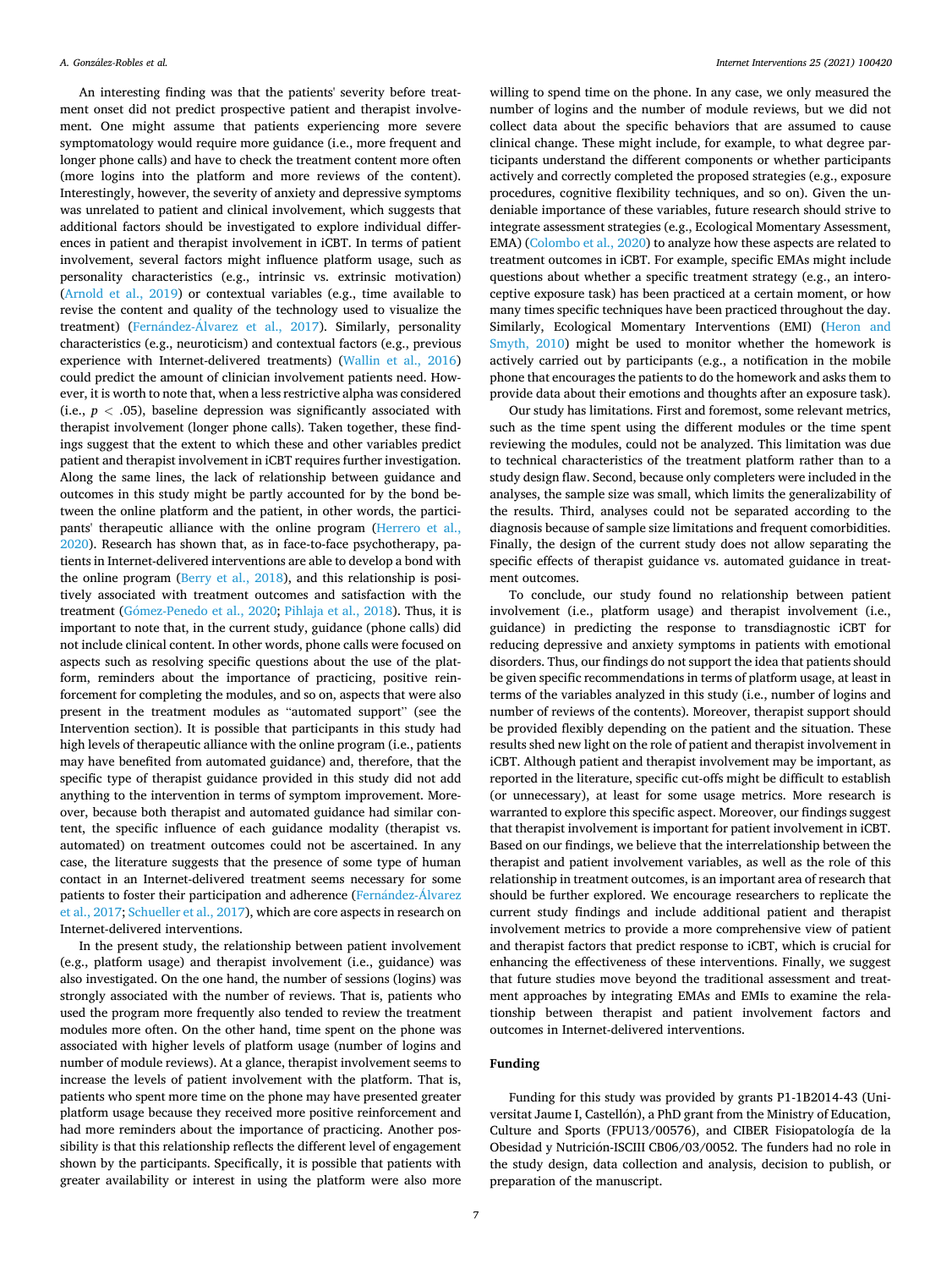An interesting finding was that the patients' severity before treatment onset did not predict prospective patient and therapist involvement. One might assume that patients experiencing more severe symptomatology would require more guidance (i.e., more frequent and longer phone calls) and have to check the treatment content more often (more logins into the platform and more reviews of the content). Interestingly, however, the severity of anxiety and depressive symptoms was unrelated to patient and clinical involvement, which suggests that additional factors should be investigated to explore individual differences in patient and therapist involvement in iCBT. In terms of patient involvement, several factors might influence platform usage, such as personality characteristics (e.g., intrinsic vs. extrinsic motivation) (Arnold et al., 2019) or contextual variables (e.g., time available to revise the content and quality of the technology used to visualize the treatment) (Fernández-Álvarez et al., 2017). Similarly, personality characteristics (e.g., neuroticism) and contextual factors (e.g., previous experience with Internet-delivered treatments) (Wallin et al., 2016) could predict the amount of clinician involvement patients need. However, it is worth to note that, when a less restrictive alpha was considered (i.e., $p < .05$), baseline depression was significantly associated with therapist involvement (longer phone calls). Taken together, these findings suggest that the extent to which these and other variables predict patient and therapist involvement in iCBT requires further investigation. Along the same lines, the lack of relationship between guidance and outcomes in this study might be partly accounted for by the bond between the online platform and the patient, in other words, the participants' therapeutic alliance with the online program (Herrero et al., 2020). Research has shown that, as in face-to-face psychotherapy, patients in Internet-delivered interventions are able to develop a bond with the online program (Berry et al., 2018), and this relationship is positively associated with treatment outcomes and satisfaction with the treatment (Gómez-Penedo et al., 2020; Pihlaja et al., 2018). Thus, it is important to note that, in the current study, guidance (phone calls) did not include clinical content. In other words, phone calls were focused on aspects such as resolving specific questions about the use of the platform, reminders about the importance of practicing, positive reinforcement for completing the modules, and so on, aspects that were also present in the treatment modules as "automated support" (see the Intervention section). It is possible that participants in this study had high levels of therapeutic alliance with the online program (i.e., patients may have benefited from automated guidance) and, therefore, that the specific type of therapist guidance provided in this study did not add anything to the intervention in terms of symptom improvement. Moreover, because both therapist and automated guidance had similar content, the specific influence of each guidance modality (therapist vs. automated) on treatment outcomes could not be ascertained. In any case, the literature suggests that the presence of some type of human contact in an Internet-delivered treatment seems necessary for some patients to foster their participation and adherence (Fernández-Álvarez et al., 2017; Schueller et al., 2017), which are core aspects in research on Internet-delivered interventions.

In the present study, the relationship between patient involvement (e.g., platform usage) and therapist involvement (i.e., guidance) was also investigated. On the one hand, the number of sessions (logins) was strongly associated with the number of reviews. That is, patients who used the program more frequently also tended to review the treatment modules more often. On the other hand, time spent on the phone was associated with higher levels of platform usage (number of logins and number of module reviews). At a glance, therapist involvement seems to increase the levels of patient involvement with the platform. That is, patients who spent more time on the phone may have presented greater platform usage because they received more positive reinforcement and had more reminders about the importance of practicing. Another possibility is that this relationship reflects the different level of engagement shown by the participants. Specifically, it is possible that patients with greater availability or interest in using the platform were also more willing to spend time on the phone. In any case, we only measured the number of logins and the number of module reviews, but we did not collect data about the specific behaviors that are assumed to cause clinical change. These might include, for example, to what degree participants understand the different components or whether participants actively and correctly completed the proposed strategies (e.g., exposure procedures, cognitive flexibility techniques, and so on). Given the undeniable importance of these variables, future research should strive to integrate assessment strategies (e.g., Ecological Momentary Assessment, EMA) (Colombo et al., 2020) to analyze how these aspects are related to treatment outcomes in iCBT. For example, specific EMAs might include questions about whether a specific treatment strategy (e.g., an interoceptive exposure task) has been practiced at a certain moment, or how many times specific techniques have been practiced throughout the day. Similarly, Ecological Momentary Interventions (EMI) (Heron and Smyth, 2010) might be used to monitor whether the homework is actively carried out by participants (e.g., a notification in the mobile phone that encourages the patients to do the homework and asks them to provide data about their emotions and thoughts after an exposure task).

Our study has limitations. First and foremost, some relevant metrics, such as the time spent using the different modules or the time spent reviewing the modules, could not be analyzed. This limitation was due to technical characteristics of the treatment platform rather than to a study design flaw. Second, because only completers were included in the analyses, the sample size was small, which limits the generalizability of the results. Third, analyses could not be separated according to the diagnosis because of sample size limitations and frequent comorbidities. Finally, the design of the current study does not allow separating the specific effects of therapist guidance vs. automated guidance in treatment outcomes.

To conclude, our study found no relationship between patient involvement (i.e., platform usage) and therapist involvement (i.e., guidance) in predicting the response to transdiagnostic iCBT for reducing depressive and anxiety symptoms in patients with emotional disorders. Thus, our findings do not support the idea that patients should be given specific recommendations in terms of platform usage, at least in terms of the variables analyzed in this study (i.e., number of logins and number of reviews of the contents). Moreover, therapist support should be provided flexibly depending on the patient and the situation. These results shed new light on the role of patient and therapist involvement in iCBT. Although patient and therapist involvement may be important, as reported in the literature, specific cut-offs might be difficult to establish (or unnecessary), at least for some usage metrics. More research is warranted to explore this specific aspect. Moreover, our findings suggest that therapist involvement is important for patient involvement in iCBT. Based on our findings, we believe that the interrelationship between the therapist and patient involvement variables, as well as the role of this relationship in treatment outcomes, is an important area of research that should be further explored. We encourage researchers to replicate the current study findings and include additional patient and therapist involvement metrics to provide a more comprehensive view of patient and therapist factors that predict response to iCBT, which is crucial for enhancing the effectiveness of these interventions. Finally, we suggest that future studies move beyond the traditional assessment and treatment approaches by integrating EMAs and EMIs to examine the relationship between therapist and patient involvement factors and outcomes in Internet-delivered interventions.

## Funding

Funding for this study was provided by grants P1-1B2014-43 (Universitat Jaume I, Castellón), a PhD grant from the Ministry of Education, Culture and Sports (FPU13/00576), and CIBER Fisiopatología de la Obesidad y Nutrición-ISCIII CB06/03/0052. The funders had no role in the study design, data collection and analysis, decision to publish, or preparation of the manuscript.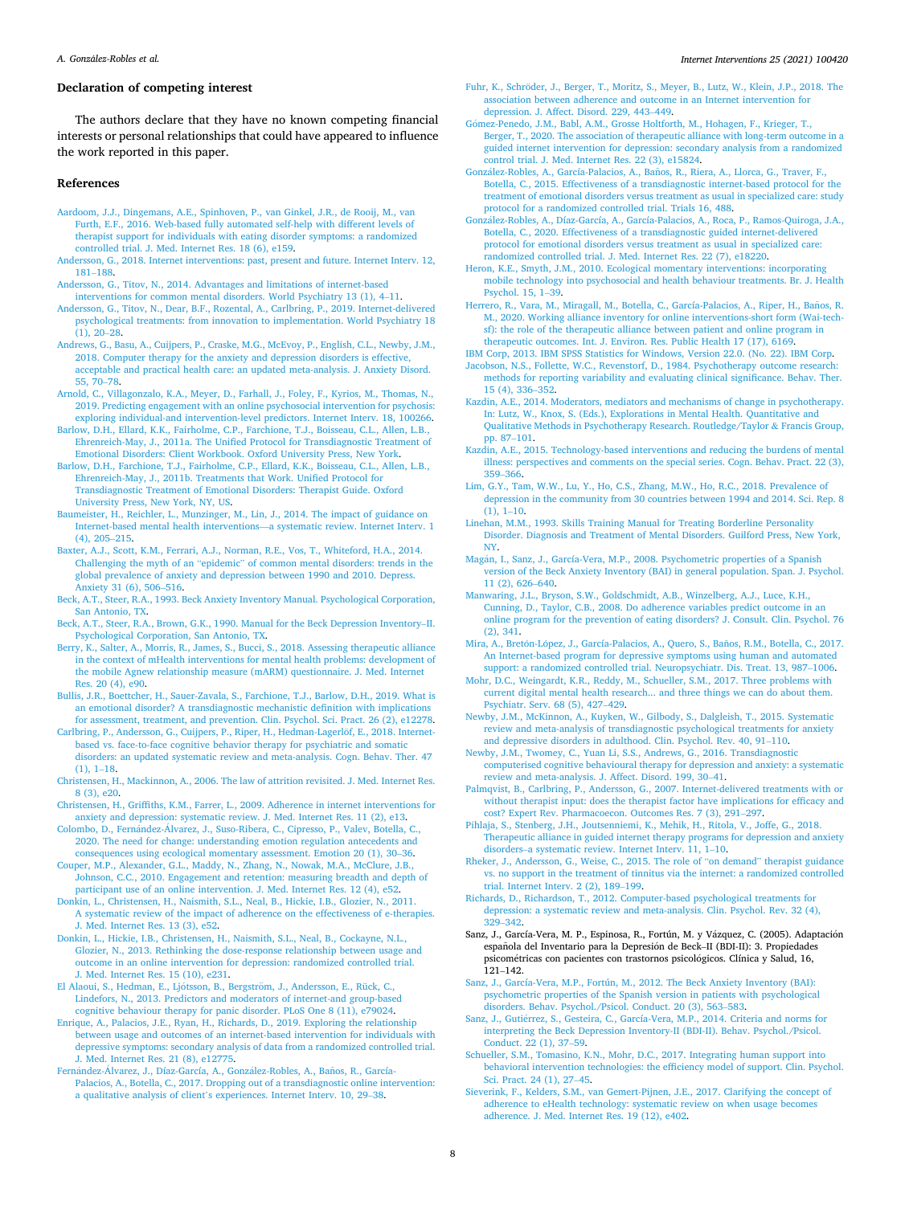## Declaration of competing interest

The authors declare that they have no known competing financial interests or personal relationships that could have appeared to influence the work reported in this paper.

## References

Aardoom, J.J., Dingemans, A.E., Spinhoven, P., van Ginkel, J.R., de Rooij, M., van Furth, E.F., 2016. Web-based fully automated self-help with different levels of therapist support for individuals with eating disorder symptoms: a randomized controlled trial. J. Med. Internet Res. 18 (6), e159.

Andersson, G., 2018. Internet interventions: past, present and future. Internet Interv. 12, 181–188.

Andersson, G., Titov, N., 2014. Advantages and limitations of internet-based interventions for common mental disorders. World Psychiatry 13 (1), 4–11.

Andersson, G., Titov, N., Dear, B.F., Rozental, A., Carlbring, P., 2019. Internet-delivered psychological treatments: from innovation to implementation. World Psychiatry 18 (1), 20–28.

Andrews, G., Basu, A., Cuijpers, P., Craske, M.G., McEvoy, P., English, C.L., Newby, J.M., 2018. Computer therapy for the anxiety and depression disorders is effective, acceptable and practical health care: an updated meta-analysis. J. Anxiety Disord. 55, 70–78.

Arnold, C., Villagonzalo, K.A., Meyer, D., Farhall, J., Foley, F., Kyrios, M., Thomas, N., 2019. Predicting engagement with an online psychosocial intervention for psychosis: exploring individual-and intervention-level predictors. Internet Interv. 18, 100266.

Barlow, D.H., Ellard, K.K., Fairholme, C.P., Farchione, T.J., Boisseau, C.L., Allen, L.B., Ehrenreich-May, J., 2011a. The Unified Protocol for Transdiagnostic Treatment of Emotional Disorders: Client Workbook. Oxford University Press, New York.

Barlow, D.H., Farchione, T.J., Fairholme, C.P., Ellard, K.K., Boisseau, C.L., Allen, L.B., Ehrenreich-May, J., 2011b. Treatments that Work. Unified Protocol for Transdiagnostic Treatment of Emotional Disorders: Therapist Guide. Oxford University Press, New York, NY, US.

Baumeister, H., Reichler, L., Munzinger, M., Lin, J., 2014. The impact of guidance on Internet-based mental health interventions—a systematic review. Internet Interv. 1 (4), 205–215.

Baxter, A.J., Scott, K.M., Ferrari, A.J., Norman, R.E., Vos, T., Whiteford, H.A., 2014. Challenging the myth of an "epidemic" of common mental disorders: trends in the global prevalence of anxiety and depression between 1990 and 2010. Depress. Anxiety 31 (6), 506–516.

Beck, A.T., Steer, R.A., 1993. Beck Anxiety Inventory Manual. Psychological Corporation, San Antonio, TX.

Beck, A.T., Steer, R.A., Brown, G.K., 1990. Manual for the Beck Depression Inventory–II. Psychological Corporation, San Antonio, TX.

Berry, K., Salter, A., Morris, R., James, S., Bucci, S., 2018. Assessing therapeutic alliance in the context of mHealth interventions for mental health problems: development of the mobile Agnew relationship measure (mARM) questionnaire. J. Med. Internet Res. 20 (4), e90.

Bullis, J.R., Boettcher, H., Sauer-Zavala, S., Farchione, T.J., Barlow, D.H., 2019. What is an emotional disorder? A transdiagnostic mechanistic definition with implications for assessment, treatment, and prevention. Clin. Psychol. Sci. Pract. 26 (2), e12278.

Carlbring, P., Andersson, G., Cuijpers, P., Riper, H., Hedman-Lagerlöf, E., 2018. Internet-based vs. face-to-face cognitive behavior therapy for psychiatric and somatic disorders: an updated systematic review and meta-analysis. Cogn. Behav. Ther. 47 (1), 1–18.

Christensen, H., Mackinnon, A., 2006. The law of attrition revisited. J. Med. Internet Res. 8 (3), e20.

Christensen, H., Griffiths, K.M., Farrer, L., 2009. Adherence in internet interventions for anxiety and depression: systematic review. J. Med. Internet Res. 11 (2), e13.

Colombo, D., Fernández-Álvarez, J., Suso-Ribera, C., Cipresso, P., Valev, Botella, C., 2020. The need for change: understanding emotion regulation antecedents and consequences using ecological momentary assessment. Emotion 20 (1), 30–36.

Couper, M.P., Alexander, G.L., Maddy, N., Zhang, N., Nowak, M.A., McClure, J.B., Johnson, C.C., 2010. Engagement and retention: measuring breadth and depth of participant use of an online intervention. J. Med. Internet Res. 12 (4), e52.

Donkin, L., Christensen, H., Naismith, S.L., Neal, B., Hickie, I.B., Glozier, N., 2011. A systematic review of the impact of adherence on the effectiveness of e-therapies. J. Med. Internet Res. 13 (3), e52.

Donkin, L., Hickie, I.B., Christensen, H., Naismith, S.L., Neal, B., Cockayne, N.L., Glozier, N., 2013. Rethinking the dose-response relationship between usage and outcome in an online intervention for depression: randomized controlled trial. J. Med. Internet Res. 15 (10), e231.

El Alaoui, S., Hedman, E., Ljótsson, B., Bergström, J., Andersson, E., Rück, C., Lindefors, N., 2013. Predictors and moderators of internet-and group-based cognitive behaviour therapy for panic disorder. PLoS One 8 (11), e79024.

Enrique, A., Palacios, J.E., Ryan, H., Richards, D., 2019. Exploring the relationship between usage and outcomes of an internet-based intervention for individuals with depressive symptoms: secondary analysis of data from a randomized controlled trial. J. Med. Internet Res. 21 (8), e12775.

Fernández-Álvarez, J., Díaz-García, A., González-Robles, A., Baños, R., García-Palacios, A., Botella, C., 2017. Dropping out of a transdiagnostic online intervention: a qualitative analysis of client's experiences. Internet Interv. 10, 29–38.

Fuhr, K., Schröder, J., Berger, T., Moritz, S., Meyer, B., Lutz, W., Klein, J.P., 2018. The association between adherence and outcome in an Internet intervention for depression. J. Affect. Disord. 229, 443–449.

Gómez-Penedo, J.M., Babl, A.M., Grosse Holtforth, M., Hohagen, F., Krieger, T., Berger, T., 2020. The association of therapeutic alliance with long-term outcome in a guided internet intervention for depression: secondary analysis from a randomized control trial. J. Med. Internet Res. 22 (3), e15824.

González-Robles, A., García-Palacios, A., Baños, R., Riera, A., Llorca, G., Traver, F., Botella, C., 2015. Effectiveness of a transdiagnostic internet-based protocol for the treatment of emotional disorders versus treatment as usual in specialized care: study protocol for a randomized controlled trial. Trials 16, 488.

González-Robles, A., Díaz-García, A., García-Palacios, A., Roca, P., Ramos-Quiroga, J.A., Botella, C., 2020. Effectiveness of a transdiagnostic guided internet-delivered protocol for emotional disorders versus treatment as usual in specialized care: randomized controlled trial. J. Med. Internet Res. 22 (7), e18220.

Heron, K.E., Smyth, J.M., 2010. Ecological momentary interventions: incorporating mobile technology into psychosocial and health behaviour treatments. Br. J. Health Psychol. 15, 1–39.

Herrero, R., Vara, M., Miragall, M., Botella, C., García-Palacios, A., Riper, H., Baños, R. M., 2020. Working alliance inventory for online interventions-short form (Wai-tech-sf): the role of the therapeutic alliance between patient and online program in therapeutic outcomes. Int. J. Environ. Res. Public Health 17 (17), 6169.

IBM Corp, 2013. IBM SPSS Statistics for Windows, Version 22.0. (No. 22). IBM Corp.

Jacobson, N.S., Follette, W.C., Revenstorf, D., 1984. Psychotherapy outcome research: methods for reporting variability and evaluating clinical significance. Behav. Ther. 15 (4), 336–352.

Kazdin, A.E., 2014. Moderators, mediators and mechanisms of change in psychotherapy. In: Lutz, W., Knox, S. (Eds.), Explorations in Mental Health. Quantitative and Qualitative Methods in Psychotherapy Research. Routledge/Taylor & Francis Group, pp. 87–101.

Kazdin, A.E., 2015. Technology-based interventions and reducing the burdens of mental illness: perspectives and comments on the special series. Cogn. Behav. Pract. 22 (3), 359–366.

Lim, G.Y., Tam, W.W., Lu, Y., Ho, C.S., Zhang, M.W., Ho, R.C., 2018. Prevalence of depression in the community from 30 countries between 1994 and 2014. Sci. Rep. 8 (1), 1–10.

Linehan, M.M., 1993. Skills Training Manual for Treating Borderline Personality Disorder. Diagnosis and Treatment of Mental Disorders. Guilford Press, New York, NY.

Magán, I., Sanz, J., García-Vera, M.P., 2008. Psychometric properties of a Spanish version of the Beck Anxiety Inventory (BAI) in general population. Span. J. Psychol. 11 (2), 626–640.

Manwaring, J.L., Bryson, S.W., Goldschmidt, A.B., Winzelberg, A.J., Luce, K.H., Cunning, D., Taylor, C.B., 2008. Do adherence variables predict outcome in an online program for the prevention of eating disorders? J. Consult. Clin. Psychol. 76 (2), 341.

Mira, A., Bretón-López, J., García-Palacios, A., Quero, S., Baños, R.M., Botella, C., 2017. An Internet-based program for depressive symptoms using human and automated support: a randomized controlled trial. Neuropsychiatr. Dis. Treat. 13, 987–1006.

Mohr, D.C., Weingardt, K.R., Reddy, M., Schueller, S.M., 2017. Three problems with current digital mental health research... and three things we can do about them. Psychiatr. Serv. 68 (5), 427–429.

Newby, J.M., McKinnon, A., Kuyken, W., Gilbody, S., Dalgleish, T., 2015. Systematic review and meta-analysis of transdiagnostic psychological treatments for anxiety and depressive disorders in adulthood. Clin. Psychol. Rev. 40, 91–110.

Newby, J.M., Twomey, C., Yuan Li, S.S., Andrews, G., 2016. Transdiagnostic computerised cognitive behavioural therapy for depression and anxiety: a systematic review and meta-analysis. J. Affect. Disord. 199, 30–41.

Palmqvist, B., Carlbring, P., Andersson, G., 2007. Internet-delivered treatments with or without therapist input: does the therapist factor have implications for efficacy and cost? Expert Rev. Pharmacoecon. Outcomes Res. 7 (3), 291–297.

Pihlaja, S., Stenberg, J.H., Joutsenniemi, K., Mehik, H., Ritola, V., Joffe, G., 2018. Therapeutic alliance in guided internet therapy programs for depression and anxiety disorders–a systematic review. Internet Interv. 11, 1–10.

Rheker, J., Andersson, G., Weise, C., 2015. The role of "on demand" therapist guidance vs. no support in the treatment of tinnitus via the internet: a randomized controlled trial. Internet Interv. 2 (2), 189–199.

Richards, D., Richardson, T., 2012. Computer-based psychological treatments for depression: a systematic review and meta-analysis. Clin. Psychol. Rev. 32 (4), 329–342.

Sanz, J., García-Vera, M. P., Espinosa, R., Fortún, M. y Vázquez, C. (2005). Adaptación española del Inventario para la Depresión de Beck–II (BDI-II): 3. Propiedades psicométricas con pacientes con trastornos psicológicos. Clínica y Salud, 16, 121–142.

Sanz, J., García-Vera, M.P., Fortún, M., 2012. The Beck Anxiety Inventory (BAI): psychometric properties of the Spanish version in patients with psychological disorders. Behav. Psychol./Psicol. Conduct. 20 (3), 563–583.

Sanz, J., Gutiérrez, S., Gesteira, C., García-Vera, M.P., 2014. Criteria and norms for interpreting the Beck Depression Inventory-II (BDI-II). Behav. Psychol./Psicol. Conduct. 22 (1), 37–59.

Schueller, S.M., Tomasino, K.N., Mohr, D.C., 2017. Integrating human support into behavioral intervention technologies: the efficiency model of support. Clin. Psychol. Sci. Pract. 24 (1), 27–45.

Sieverink, F., Kelders, S.M., van Gemert-Pijnen, J.E., 2017. Clarifying the concept of adherence to eHealth technology: systematic review on when usage becomes adherence. J. Med. Internet Res. 19 (12), e402.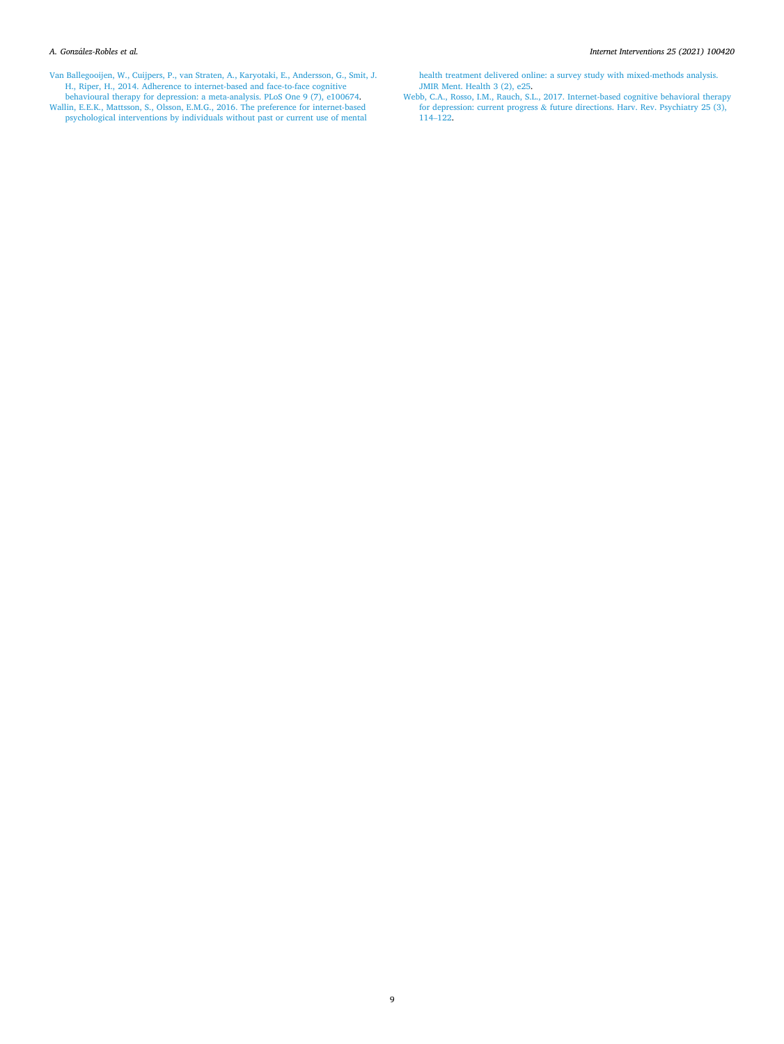Van Ballegooijen, W., Cuijpers, P., van Straten, A., Karyotaki, E., Andersson, G., Smit, J. H., Riper, H., 2014. Adherence to internet-based and face-to-face cognitive behavioural therapy for depression: a meta-analysis. PLoS One 9 (7), e100674.

Wallin, E.E.K., Mattsson, S., Olsson, E.M.G., 2016. The preference for internet-based psychological interventions by individuals without past or current use of mental health treatment delivered online: a survey study with mixed-methods analysis. JMIR Ment. Health 3 (2), e25.

Webb, C.A., Rosso, I.M., Rauch, S.L., 2017. Internet-based cognitive behavioral therapy for depression: current progress & future directions. Harv. Rev. Psychiatry 25 (3), 114–122.